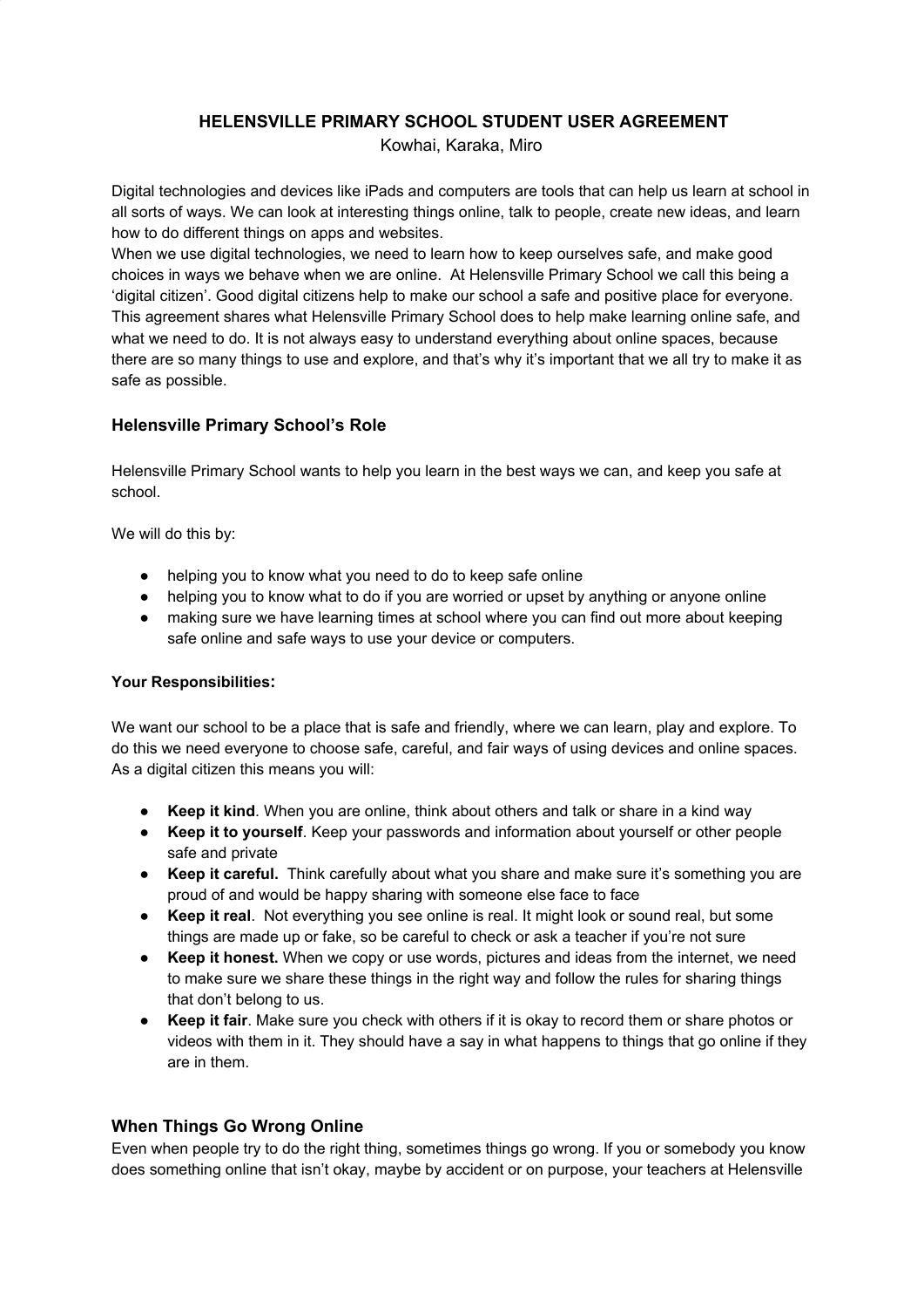# HELENSVILLE PRIMARY SCHOOL STUDENT USER AGREEMENT

Kowhai, Karaka, Miro

Digital technologies and devices like iPads and computers are tools that can help us learn at school in all sorts of ways. We can look at interesting things online, talk to people, create new ideas, and learn how to do different things on apps and websites.

When we use digital technologies, we need to learn how to keep ourselves safe, and make good choices in ways we behave when we are online. At Helensville Primary School we call this being a 'digital citizen'. Good digital citizens help to make our school a safe and positive place for everyone. This agreement shares what Helensville Primary School does to help make learning online safe, and what we need to do. It is not always easy to understand everything about online spaces, because there are so many things to use and explore, and that's why it's important that we all try to make it as safe as possible.

## Helensville Primary School's Role

Helensville Primary School wants to help you learn in the best ways we can, and keep you safe at school.

We will do this by:

- helping you to know what you need to do to keep safe online
- helping you to know what to do if you are worried or upset by anything or anyone online
- making sure we have learning times at school where you can find out more about keeping safe online and safe ways to use your device or computers.

**Your Responsibilities:**

We want our school to be a place that is safe and friendly, where we can learn, play and explore. To do this we need everyone to choose safe, careful, and fair ways of using devices and online spaces. As a digital citizen this means you will:

- **Keep it kind**. When you are online, think about others and talk or share in a kind way
- **Keep it to yourself**. Keep your passwords and information about yourself or other people safe and private
- **Keep it careful.** Think carefully about what you share and make sure it's something you are proud of and would be happy sharing with someone else face to face
- **Keep it real**. Not everything you see online is real. It might look or sound real, but some things are made up or fake, so be careful to check or ask a teacher if you're not sure
- **Keep it honest.** When we copy or use words, pictures and ideas from the internet, we need to make sure we share these things in the right way and follow the rules for sharing things that don't belong to us.
- **Keep it fair**. Make sure you check with others if it is okay to record them or share photos or videos with them in it. They should have a say in what happens to things that go online if they are in them.

## When Things Go Wrong Online

Even when people try to do the right thing, sometimes things go wrong. If you or somebody you know does something online that isn't okay, maybe by accident or on purpose, your teachers at Helensville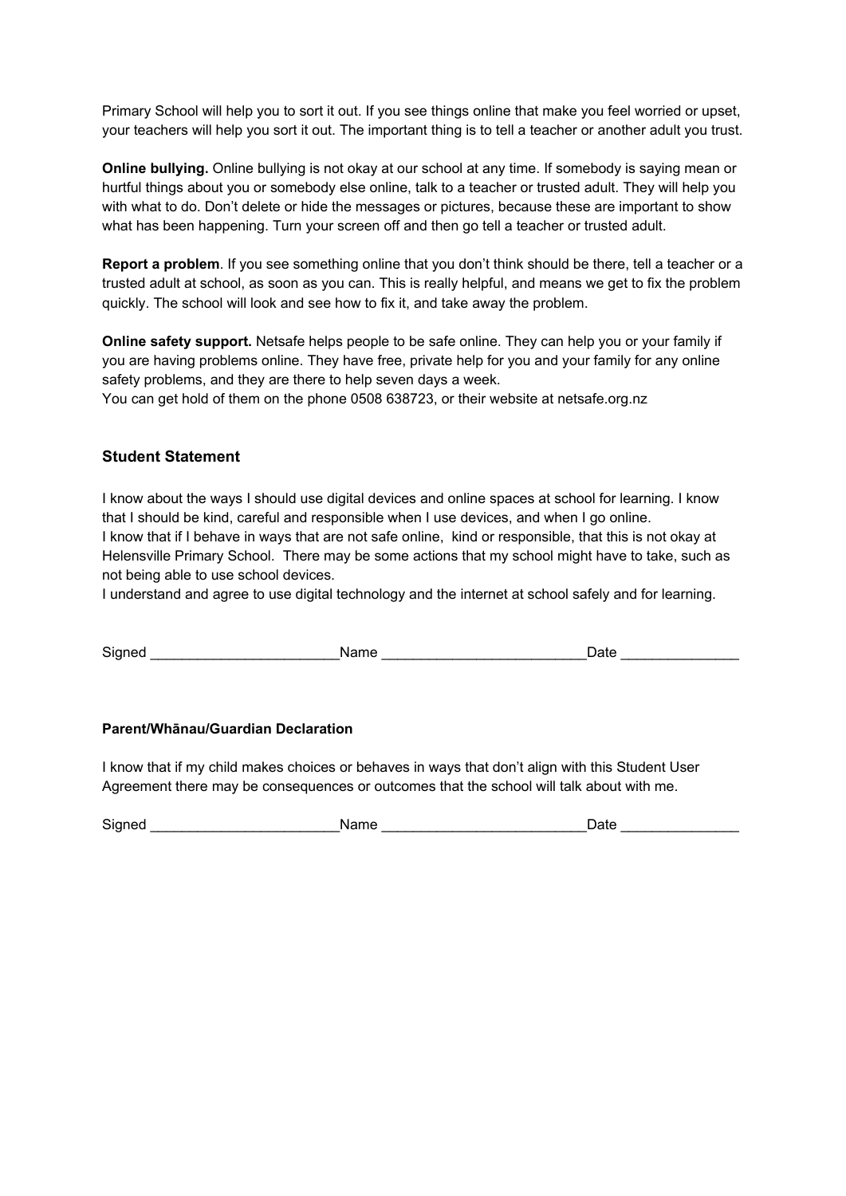Primary School will help you to sort it out. If you see things online that make you feel worried or upset, your teachers will help you sort it out. The important thing is to tell a teacher or another adult you trust.

**Online bullying.** Online bullying is not okay at our school at any time. If somebody is saying mean or hurtful things about you or somebody else online, talk to a teacher or trusted adult. They will help you with what to do. Don't delete or hide the messages or pictures, because these are important to show what has been happening. Turn your screen off and then go tell a teacher or trusted adult.

**Report a problem**. If you see something online that you don't think should be there, tell a teacher or a trusted adult at school, as soon as you can. This is really helpful, and means we get to fix the problem quickly. The school will look and see how to fix it, and take away the problem.

**Online safety support.** Netsafe helps people to be safe online. They can help you or your family if you are having problems online. They have free, private help for you and your family for any online safety problems, and they are there to help seven days a week.
You can get hold of them on the phone 0508 638723, or their website at netsafe.org.nz

### Student Statement

I know about the ways I should use digital devices and online spaces at school for learning. I know that I should be kind, careful and responsible when I use devices, and when I go online.
I know that if I behave in ways that are not safe online, kind or responsible, that this is not okay at Helensville Primary School. There may be some actions that my school might have to take, such as not being able to use school devices.
I understand and agree to use digital technology and the internet at school safely and for learning.

Signed ________________________Name __________________________Date _______________

#### Parent/Whānau/Guardian Declaration

I know that if my child makes choices or behaves in ways that don't align with this Student User Agreement there may be consequences or outcomes that the school will talk about with me.

Signed ________________________Name __________________________Date _______________